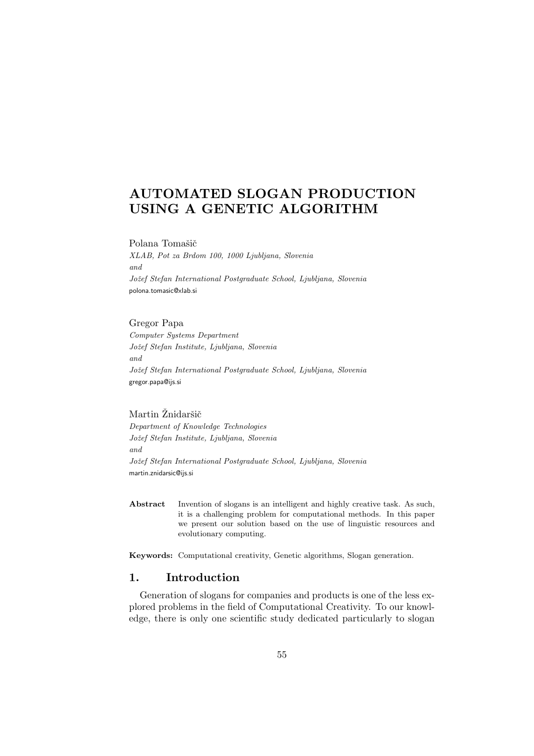# AUTOMATED SLOGAN PRODUCTION USING A GENETIC ALGORITHM

Polana Tomašič

*XLAB, Pot za Brdom 100, 1000 Ljubljana, Slovenia*
*and*
*Jožef Stefan International Postgraduate School, Ljubljana, Slovenia*
polona.tomasic@xlab.si

Gregor Papa

*Computer Systems Department*
*Jožef Stefan Institute, Ljubljana, Slovenia*
*and*
*Jožef Stefan International Postgraduate School, Ljubljana, Slovenia*
gregor.papa@ijs.si

Martin Žnidaršič

*Department of Knowledge Technologies*
*Jožef Stefan Institute, Ljubljana, Slovenia*
*and*
*Jožef Stefan International Postgraduate School, Ljubljana, Slovenia*
martin.znidarsic@ijs.si

**Abstract** Invention of slogans is an intelligent and highly creative task. As such, it is a challenging problem for computational methods. In this paper we present our solution based on the use of linguistic resources and evolutionary computing.

**Keywords:** Computational creativity, Genetic algorithms, Slogan generation.

## 1. Introduction

Generation of slogans for companies and products is one of the less explored problems in the field of Computational Creativity. To our knowledge, there is only one scientific study dedicated particularly to slogan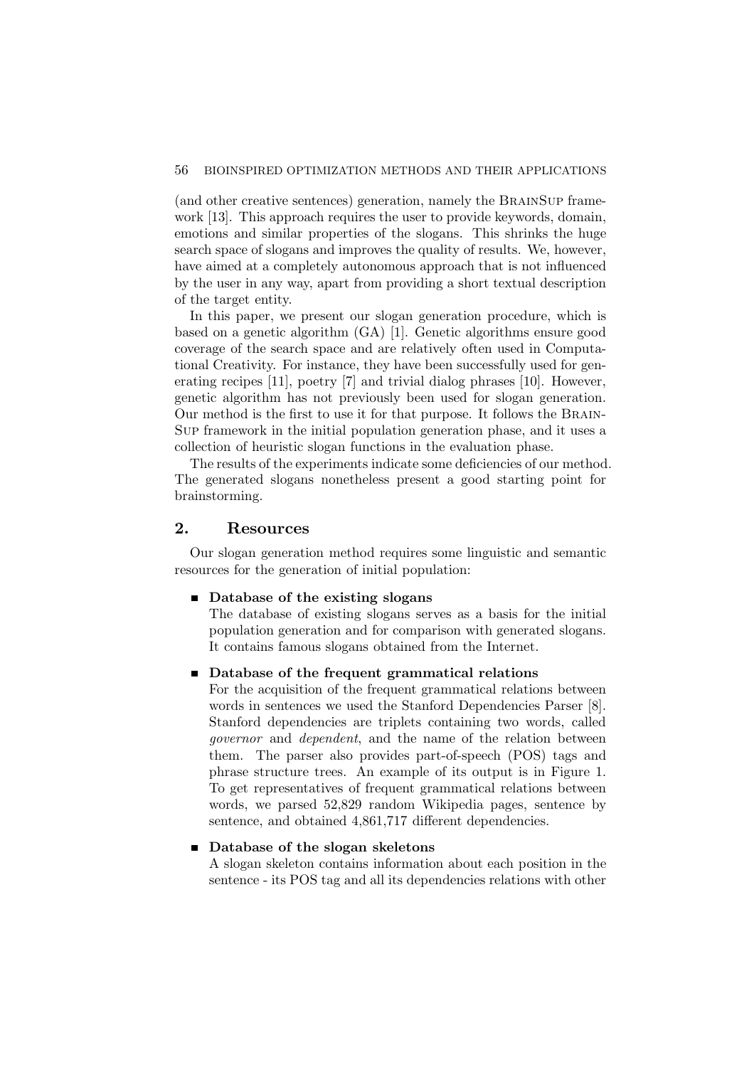(and other creative sentences) generation, namely the BrainSup framework [13]. This approach requires the user to provide keywords, domain, emotions and similar properties of the slogans. This shrinks the huge search space of slogans and improves the quality of results. We, however, have aimed at a completely autonomous approach that is not influenced by the user in any way, apart from providing a short textual description of the target entity.

In this paper, we present our slogan generation procedure, which is based on a genetic algorithm (GA) [1]. Genetic algorithms ensure good coverage of the search space and are relatively often used in Computational Creativity. For instance, they have been successfully used for generating recipes [11], poetry [7] and trivial dialog phrases [10]. However, genetic algorithm has not previously been used for slogan generation. Our method is the first to use it for that purpose. It follows the BrainSup framework in the initial population generation phase, and it uses a collection of heuristic slogan functions in the evaluation phase.

The results of the experiments indicate some deficiencies of our method. The generated slogans nonetheless present a good starting point for brainstorming.

## 2. Resources

Our slogan generation method requires some linguistic and semantic resources for the generation of initial population:

- **Database of the existing slogans**
  The database of existing slogans serves as a basis for the initial population generation and for comparison with generated slogans. It contains famous slogans obtained from the Internet.

- **Database of the frequent grammatical relations**
  For the acquisition of the frequent grammatical relations between words in sentences we used the Stanford Dependencies Parser [8]. Stanford dependencies are triplets containing two words, called *governor* and *dependent*, and the name of the relation between them. The parser also provides part-of-speech (POS) tags and phrase structure trees. An example of its output is in Figure 1. To get representatives of frequent grammatical relations between words, we parsed 52,829 random Wikipedia pages, sentence by sentence, and obtained 4,861,717 different dependencies.

- **Database of the slogan skeletons**
  A slogan skeleton contains information about each position in the sentence - its POS tag and all its dependencies relations with other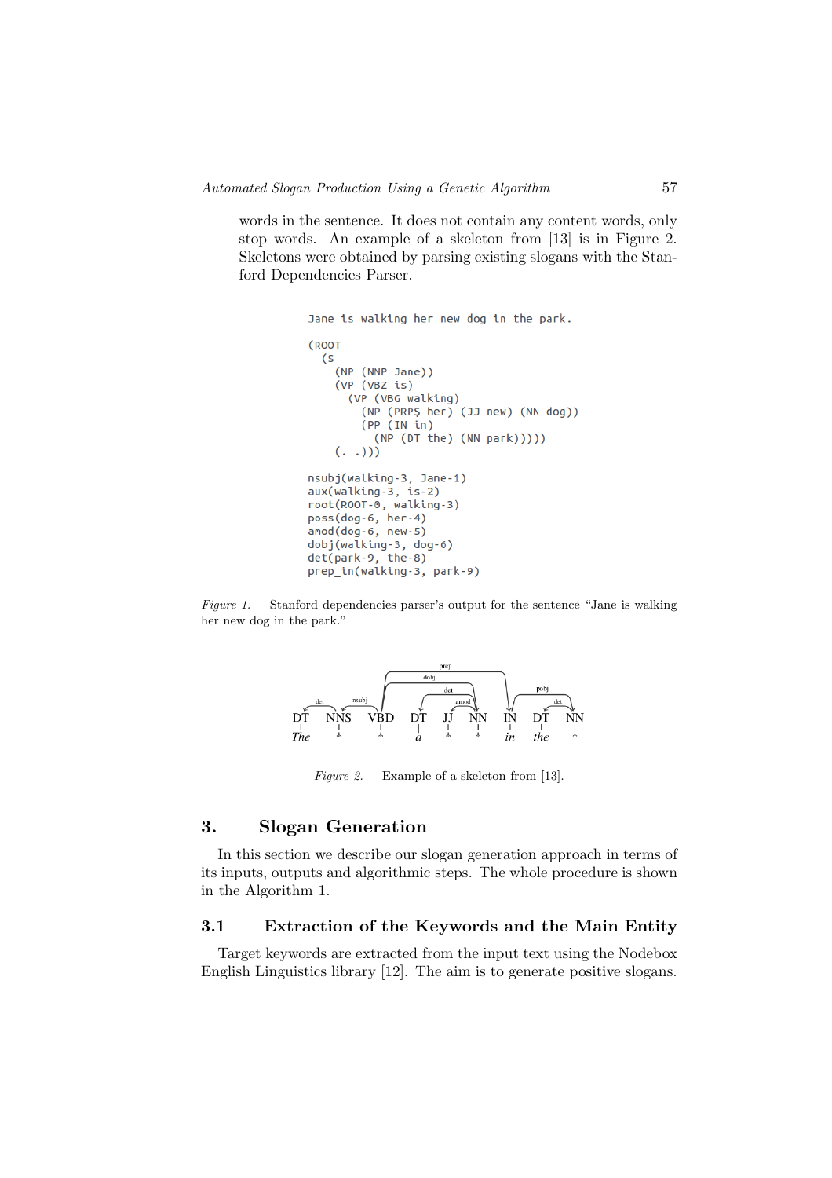words in the sentence. It does not contain any content words, only stop words. An example of a skeleton from [13] is in Figure 2. Skeletons were obtained by parsing existing slogans with the Stanford Dependencies Parser.

```
Jane is walking her new dog in the park.

(ROOT
  (S
    (NP (NNP Jane))
    (VP (VBZ is)
      (VP (VBG walking)
        (NP (PRP$ her) (JJ new) (NN dog))
        (PP (IN in)
          (NP (DT the) (NN park)))))
    (. .)))

nsubj(walking-3, Jane-1)
aux(walking-3, is-2)
root(ROOT-0, walking-3)
poss(dog-6, her-4)
amod(dog-6, new-5)
dobj(walking-3, dog-6)
det(park-9, the-8)
prep_in(walking-3, park-9)
```

*Figure 1.* Stanford dependencies parser's output for the sentence "Jane is walking her new dog in the park."

```
DT   NNS  VBD  DT  JJ  NN  IN  DT   NN
The  *    *    a   *   *   in  the  *
```

*Figure 2.* Example of a skeleton from [13].

## 3. Slogan Generation

In this section we describe our slogan generation approach in terms of its inputs, outputs and algorithmic steps. The whole procedure is shown in the Algorithm 1.

### 3.1 Extraction of the Keywords and the Main Entity

Target keywords are extracted from the input text using the Nodebox English Linguistics library [12]. The aim is to generate positive slogans.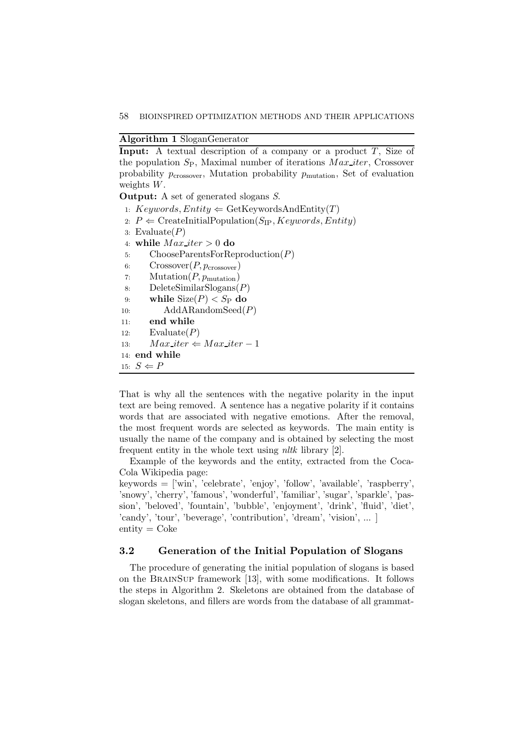**Algorithm 1** SloganGenerator

**Input:** A textual description of a company or a product $T$, Size of the population $S_{\text{P}}$, Maximal number of iterations $Max\_iter$, Crossover probability $p_{\text{crossover}}$, Mutation probability $p_{\text{mutation}}$, Set of evaluation weights $W$.

**Output:** A set of generated slogans $S$.

1: $Keywords, Entity \Leftarrow$ GetKeywordsAndEntity($T$)
2: $P \Leftarrow$ CreateInitialPopulation($S_{\text{IP}}, Keywords, Entity$)
3: Evaluate($P$)
4: **while** $Max\_iter > 0$ **do**
5: &nbsp;&nbsp;&nbsp;&nbsp;ChooseParentsForReproduction($P$)
6: &nbsp;&nbsp;&nbsp;&nbsp;Crossover($P, p_{\text{crossover}}$)
7: &nbsp;&nbsp;&nbsp;&nbsp;Mutation($P, p_{\text{mutation}}$)
8: &nbsp;&nbsp;&nbsp;&nbsp;DeleteSimilarSlogans($P$)
9: &nbsp;&nbsp;&nbsp;&nbsp;**while** Size($P$) $< S_{\text{P}}$ **do**
10: &nbsp;&nbsp;&nbsp;&nbsp;&nbsp;&nbsp;&nbsp;&nbsp;AddARandomSeed($P$)
11: &nbsp;&nbsp;&nbsp;&nbsp;**end while**
12: &nbsp;&nbsp;&nbsp;&nbsp;Evaluate($P$)
13: &nbsp;&nbsp;&nbsp;&nbsp;$Max\_iter \Leftarrow Max\_iter - 1$
14: **end while**
15: $S \Leftarrow P$

That is why all the sentences with the negative polarity in the input text are being removed. A sentence has a negative polarity if it contains words that are associated with negative emotions. After the removal, the most frequent words are selected as keywords. The main entity is usually the name of the company and is obtained by selecting the most frequent entity in the whole text using *nltk* library [2].

Example of the keywords and the entity, extracted from the Coca-Cola Wikipedia page:
keywords = ['win', 'celebrate', 'enjoy', 'follow', 'available', 'raspberry', 'snowy', 'cherry', 'famous', 'wonderful', 'familiar', 'sugar', 'sparkle', 'passion', 'beloved', 'fountain', 'bubble', 'enjoyment', 'drink', 'fluid', 'diet', 'candy', 'tour', 'beverage', 'contribution', 'dream', 'vision', ... ]
entity = Coke

### 3.2 Generation of the Initial Population of Slogans

The procedure of generating the initial population of slogans is based on the BrainSup framework [13], with some modifications. It follows the steps in Algorithm 2. Skeletons are obtained from the database of slogan skeletons, and fillers are words from the database of all grammat-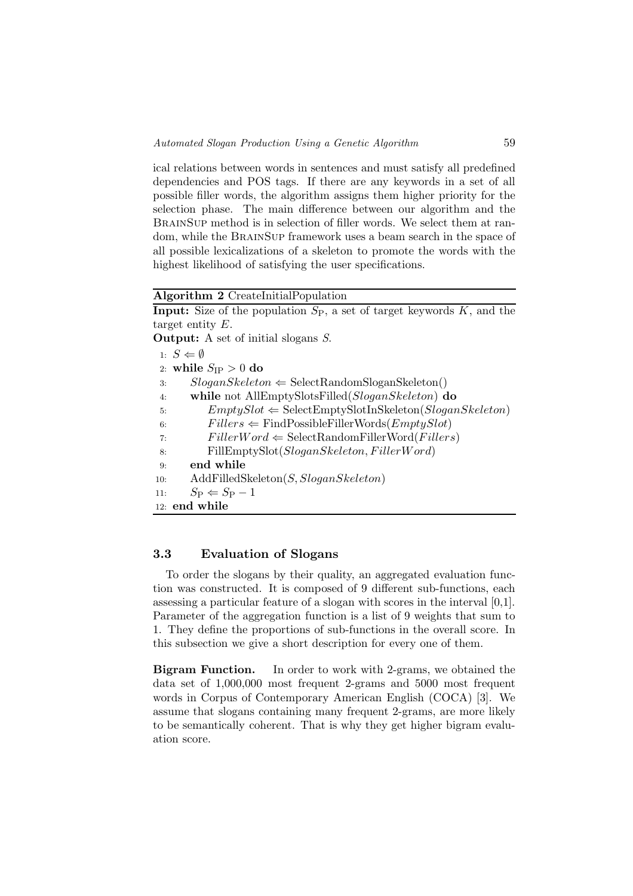ical relations between words in sentences and must satisfy all predefined dependencies and POS tags. If there are any keywords in a set of all possible filler words, the algorithm assigns them higher priority for the selection phase. The main difference between our algorithm and the BrainSup method is in selection of filler words. We select them at random, while the BrainSup framework uses a beam search in the space of all possible lexicalizations of a skeleton to promote the words with the highest likelihood of satisfying the user specifications.

**Algorithm 2** CreateInitialPopulation

**Input:** Size of the population $S_{\mathrm{P}}$, a set of target keywords $K$, and the target entity $E$.

**Output:** A set of initial slogans $S$.

```
1:  S ⇐ ∅
2:  while S_IP > 0 do
3:      SloganSkeleton ⇐ SelectRandomSloganSkeleton()
4:      while not AllEmptySlotsFilled(SloganSkeleton) do
5:          EmptySlot ⇐ SelectEmptySlotInSkeleton(SloganSkeleton)
6:          Fillers ⇐ FindPossibleFillerWords(EmptySlot)
7:          FillerWord ⇐ SelectRandomFillerWord(Fillers)
8:          FillEmptySlot(SloganSkeleton, FillerWord)
9:      end while
10:     AddFilledSkeleton(S, SloganSkeleton)
11:     S_P ⇐ S_P − 1
12: end while
```

### 3.3 Evaluation of Slogans

To order the slogans by their quality, an aggregated evaluation function was constructed. It is composed of 9 different sub-functions, each assessing a particular feature of a slogan with scores in the interval [0,1]. Parameter of the aggregation function is a list of 9 weights that sum to 1. They define the proportions of sub-functions in the overall score. In this subsection we give a short description for every one of them.

**Bigram Function.** In order to work with 2-grams, we obtained the data set of 1,000,000 most frequent 2-grams and 5000 most frequent words in Corpus of Contemporary American English (COCA) [3]. We assume that slogans containing many frequent 2-grams, are more likely to be semantically coherent. That is why they get higher bigram evaluation score.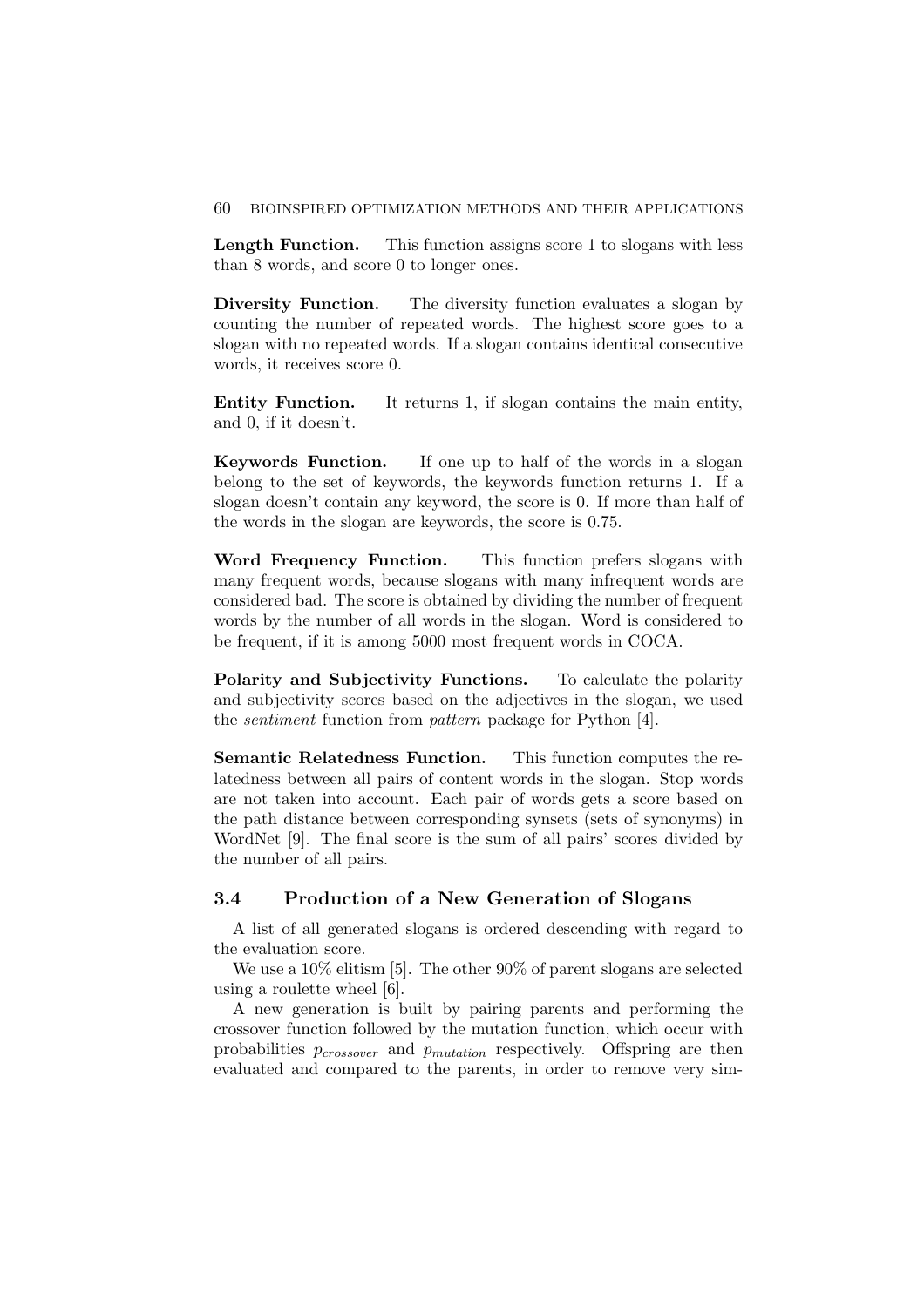**Length Function.** This function assigns score 1 to slogans with less than 8 words, and score 0 to longer ones.

**Diversity Function.** The diversity function evaluates a slogan by counting the number of repeated words. The highest score goes to a slogan with no repeated words. If a slogan contains identical consecutive words, it receives score 0.

**Entity Function.** It returns 1, if slogan contains the main entity, and 0, if it doesn't.

**Keywords Function.** If one up to half of the words in a slogan belong to the set of keywords, the keywords function returns 1. If a slogan doesn't contain any keyword, the score is 0. If more than half of the words in the slogan are keywords, the score is 0.75.

**Word Frequency Function.** This function prefers slogans with many frequent words, because slogans with many infrequent words are considered bad. The score is obtained by dividing the number of frequent words by the number of all words in the slogan. Word is considered to be frequent, if it is among 5000 most frequent words in COCA.

**Polarity and Subjectivity Functions.** To calculate the polarity and subjectivity scores based on the adjectives in the slogan, we used the *sentiment* function from *pattern* package for Python [4].

**Semantic Relatedness Function.** This function computes the relatedness between all pairs of content words in the slogan. Stop words are not taken into account. Each pair of words gets a score based on the path distance between corresponding synsets (sets of synonyms) in WordNet [9]. The final score is the sum of all pairs' scores divided by the number of all pairs.

### 3.4 Production of a New Generation of Slogans

A list of all generated slogans is ordered descending with regard to the evaluation score.

We use a 10% elitism [5]. The other 90% of parent slogans are selected using a roulette wheel [6].

A new generation is built by pairing parents and performing the crossover function followed by the mutation function, which occur with probabilities $p_{crossover}$ and $p_{mutation}$ respectively. Offspring are then evaluated and compared to the parents, in order to remove very sim-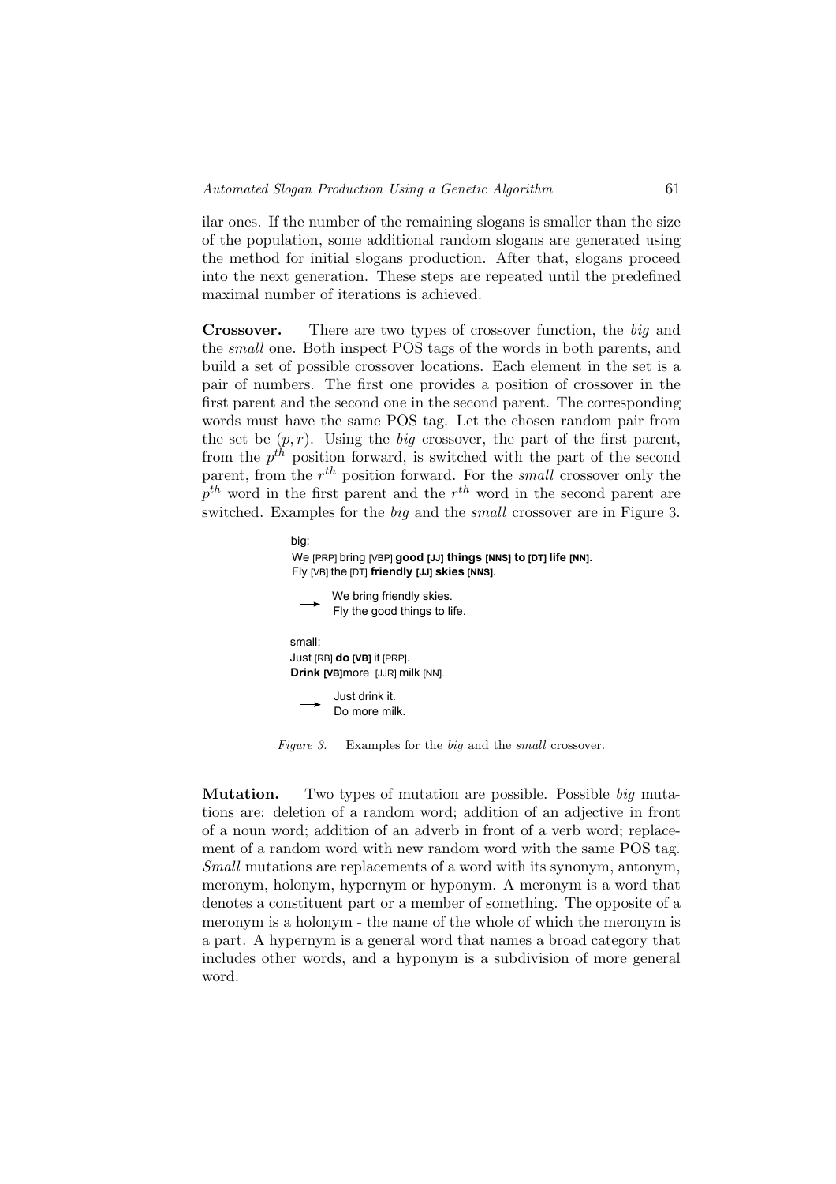ilar ones. If the number of the remaining slogans is smaller than the size of the population, some additional random slogans are generated using the method for initial slogans production. After that, slogans proceed into the next generation. These steps are repeated until the predefined maximal number of iterations is achieved.

**Crossover.** There are two types of crossover function, the *big* and the *small* one. Both inspect POS tags of the words in both parents, and build a set of possible crossover locations. Each element in the set is a pair of numbers. The first one provides a position of crossover in the first parent and the second one in the second parent. The corresponding words must have the same POS tag. Let the chosen random pair from the set be $(p, r)$. Using the *big* crossover, the part of the first parent, from the $p^{th}$ position forward, is switched with the part of the second parent, from the $r^{th}$ position forward. For the *small* crossover only the $p^{th}$ word in the first parent and the $r^{th}$ word in the second parent are switched. Examples for the *big* and the *small* crossover are in Figure 3.

big:
We [PRP] bring [VBP] **good [JJ] things [NNS] to [DT] life [NN].**
Fly [VB] the [DT] **friendly [JJ] skies [NNS].**

→ We bring friendly skies.
Fly the good things to life.

small:
Just [RB] **do [VB]** it [PRP].
**Drink [VB]** more [JJR] milk [NN].

→ Just drink it.
Do more milk.

*Figure 3.* Examples for the *big* and the *small* crossover.

**Mutation.** Two types of mutation are possible. Possible *big* mutations are: deletion of a random word; addition of an adjective in front of a noun word; addition of an adverb in front of a verb word; replacement of a random word with new random word with the same POS tag. *Small* mutations are replacements of a word with its synonym, antonym, meronym, holonym, hypernym or hyponym. A meronym is a word that denotes a constituent part or a member of something. The opposite of a meronym is a holonym - the name of the whole of which the meronym is a part. A hypernym is a general word that names a broad category that includes other words, and a hyponym is a subdivision of more general word.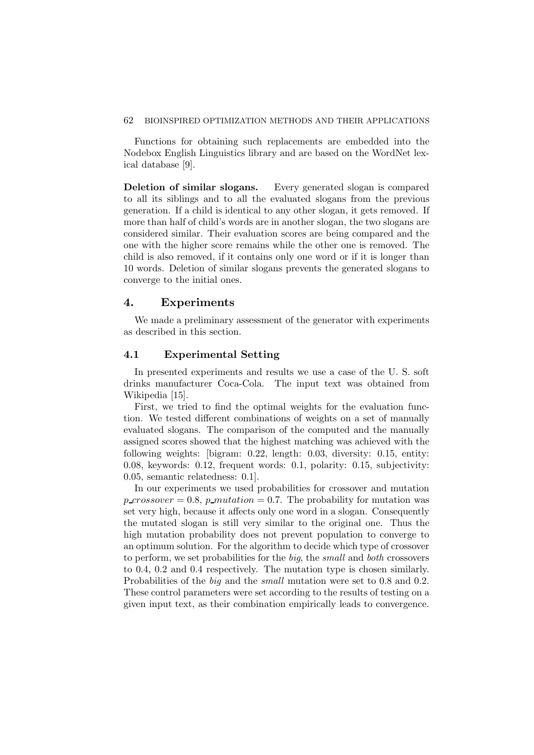Functions for obtaining such replacements are embedded into the Nodebox English Linguistics library and are based on the WordNet lexical database [9].

**Deletion of similar slogans.** Every generated slogan is compared to all its siblings and to all the evaluated slogans from the previous generation. If a child is identical to any other slogan, it gets removed. If more than half of child's words are in another slogan, the two slogans are considered similar. Their evaluation scores are being compared and the one with the higher score remains while the other one is removed. The child is also removed, if it contains only one word or if it is longer than 10 words. Deletion of similar slogans prevents the generated slogans to converge to the initial ones.

## 4. Experiments

We made a preliminary assessment of the generator with experiments as described in this section.

### 4.1 Experimental Setting

In presented experiments and results we use a case of the U. S. soft drinks manufacturer Coca-Cola. The input text was obtained from Wikipedia [15].

First, we tried to find the optimal weights for the evaluation function. We tested different combinations of weights on a set of manually evaluated slogans. The comparison of the computed and the manually assigned scores showed that the highest matching was achieved with the following weights: [bigram: 0.22, length: 0.03, diversity: 0.15, entity: 0.08, keywords: 0.12, frequent words: 0.1, polarity: 0.15, subjectivity: 0.05, semantic relatedness: 0.1].

In our experiments we used probabilities for crossover and mutation $p\_crossover = 0.8$, $p\_mutation = 0.7$. The probability for mutation was set very high, because it affects only one word in a slogan. Consequently the mutated slogan is still very similar to the original one. Thus the high mutation probability does not prevent population to converge to an optimum solution. For the algorithm to decide which type of crossover to perform, we set probabilities for the *big*, the *small* and *both* crossovers to 0.4, 0.2 and 0.4 respectively. The mutation type is chosen similarly. Probabilities of the *big* and the *small* mutation were set to 0.8 and 0.2. These control parameters were set according to the results of testing on a given input text, as their combination empirically leads to convergence.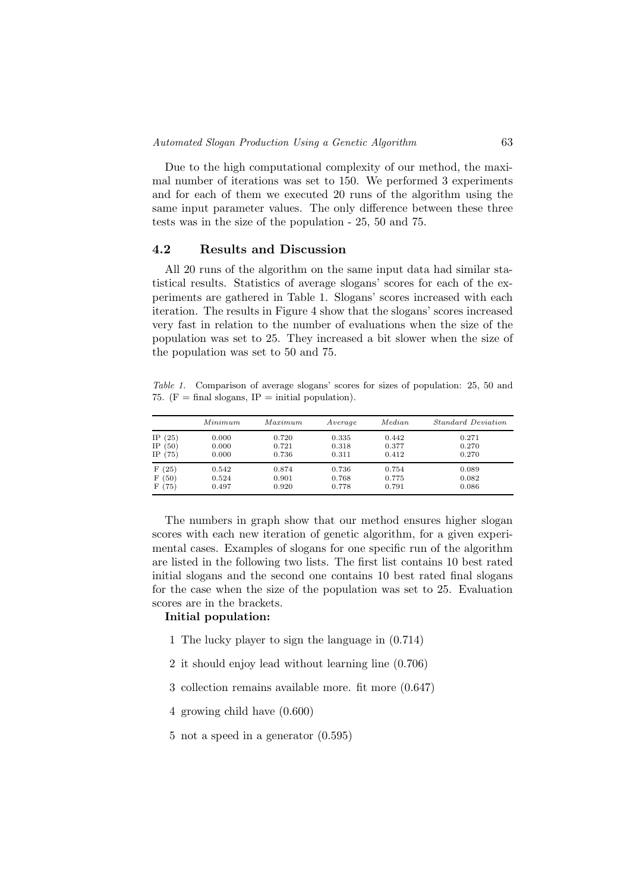Due to the high computational complexity of our method, the maximal number of iterations was set to 150. We performed 3 experiments and for each of them we executed 20 runs of the algorithm using the same input parameter values. The only difference between these three tests was in the size of the population - 25, 50 and 75.

### 4.2 Results and Discussion

All 20 runs of the algorithm on the same input data had similar statistical results. Statistics of average slogans' scores for each of the experiments are gathered in Table 1. Slogans' scores increased with each iteration. The results in Figure 4 show that the slogans' scores increased very fast in relation to the number of evaluations when the size of the population was set to 25. They increased a bit slower when the size of the population was set to 50 and 75.

*Table 1.* Comparison of average slogans' scores for sizes of population: 25, 50 and 75. (F = final slogans, IP = initial population).

| | *Minimum* | *Maximum* | *Average* | *Median* | *Standard Deviation* |
|---|---|---|---|---|---|
| IP (25) | 0.000 | 0.720 | 0.335 | 0.442 | 0.271 |
| IP (50) | 0.000 | 0.721 | 0.318 | 0.377 | 0.270 |
| IP (75) | 0.000 | 0.736 | 0.311 | 0.412 | 0.270 |
| F (25) | 0.542 | 0.874 | 0.736 | 0.754 | 0.089 |
| F (50) | 0.524 | 0.901 | 0.768 | 0.775 | 0.082 |
| F (75) | 0.497 | 0.920 | 0.778 | 0.791 | 0.086 |

The numbers in graph show that our method ensures higher slogan scores with each new iteration of genetic algorithm, for a given experimental cases. Examples of slogans for one specific run of the algorithm are listed in the following two lists. The first list contains 10 best rated initial slogans and the second one contains 10 best rated final slogans for the case when the size of the population was set to 25. Evaluation scores are in the brackets.

**Initial population:**

1 The lucky player to sign the language in (0.714)

2 it should enjoy lead without learning line (0.706)

3 collection remains available more. fit more (0.647)

4 growing child have (0.600)

5 not a speed in a generator (0.595)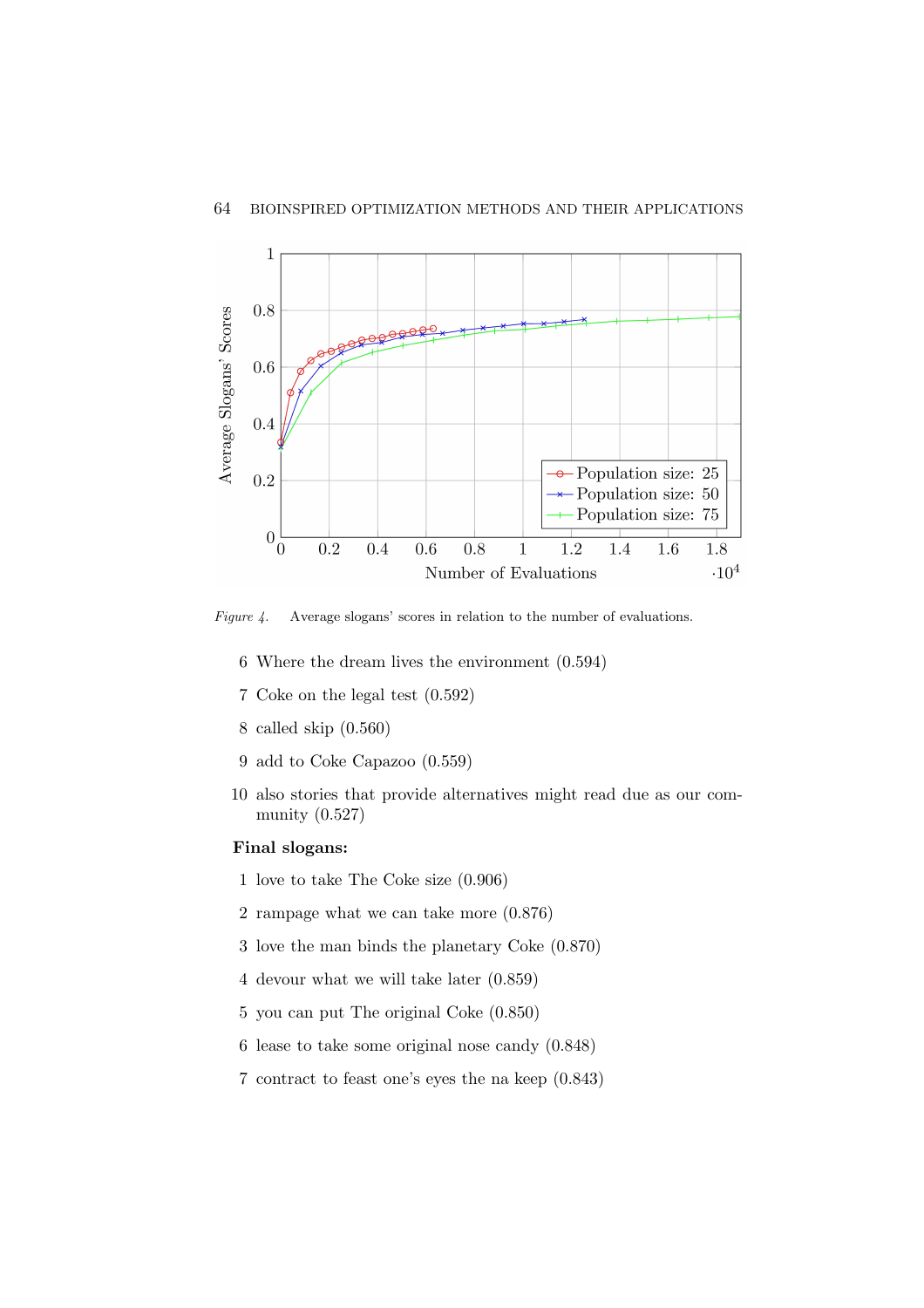*Figure 4.* Average slogans' scores in relation to the number of evaluations.

6 Where the dream lives the environment (0.594)

7 Coke on the legal test (0.592)

8 called skip (0.560)

9 add to Coke Capazoo (0.559)

10 also stories that provide alternatives might read due as our community (0.527)

**Final slogans:**

1 love to take The Coke size (0.906)

2 rampage what we can take more (0.876)

3 love the man binds the planetary Coke (0.870)

4 devour what we will take later (0.859)

5 you can put The original Coke (0.850)

6 lease to take some original nose candy (0.848)

7 contract to feast one's eyes the na keep (0.843)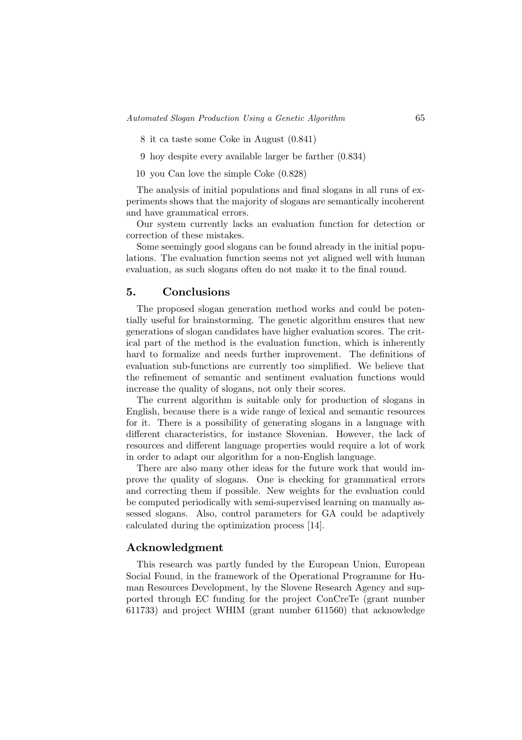8 it ca taste some Coke in August (0.841)

9 hoy despite every available larger be farther (0.834)

10 you Can love the simple Coke (0.828)

The analysis of initial populations and final slogans in all runs of experiments shows that the majority of slogans are semantically incoherent and have grammatical errors.

Our system currently lacks an evaluation function for detection or correction of these mistakes.

Some seemingly good slogans can be found already in the initial populations. The evaluation function seems not yet aligned well with human evaluation, as such slogans often do not make it to the final round.

## 5. Conclusions

The proposed slogan generation method works and could be potentially useful for brainstorming. The genetic algorithm ensures that new generations of slogan candidates have higher evaluation scores. The critical part of the method is the evaluation function, which is inherently hard to formalize and needs further improvement. The definitions of evaluation sub-functions are currently too simplified. We believe that the refinement of semantic and sentiment evaluation functions would increase the quality of slogans, not only their scores.

The current algorithm is suitable only for production of slogans in English, because there is a wide range of lexical and semantic resources for it. There is a possibility of generating slogans in a language with different characteristics, for instance Slovenian. However, the lack of resources and different language properties would require a lot of work in order to adapt our algorithm for a non-English language.

There are also many other ideas for the future work that would improve the quality of slogans. One is checking for grammatical errors and correcting them if possible. New weights for the evaluation could be computed periodically with semi-supervised learning on manually assessed slogans. Also, control parameters for GA could be adaptively calculated during the optimization process [14].

## Acknowledgment

This research was partly funded by the European Union, European Social Found, in the framework of the Operational Programme for Human Resources Development, by the Slovene Research Agency and supported through EC funding for the project ConCreTe (grant number 611733) and project WHIM (grant number 611560) that acknowledge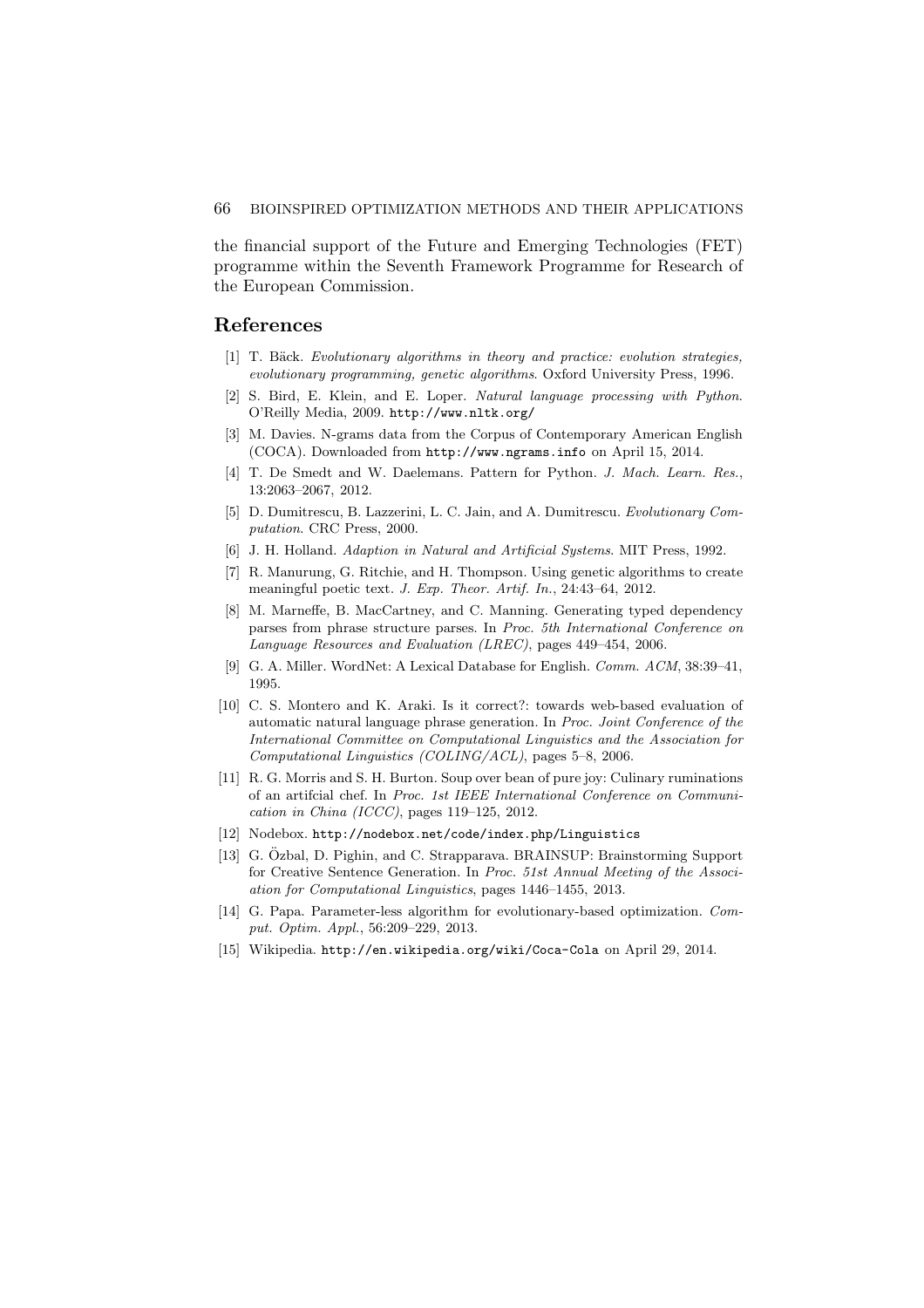the financial support of the Future and Emerging Technologies (FET) programme within the Seventh Framework Programme for Research of the European Commission.

## References

[1] T. Bäck. *Evolutionary algorithms in theory and practice: evolution strategies, evolutionary programming, genetic algorithms*. Oxford University Press, 1996.

[2] S. Bird, E. Klein, and E. Loper. *Natural language processing with Python*. O'Reilly Media, 2009. `http://www.nltk.org/`

[3] M. Davies. N-grams data from the Corpus of Contemporary American English (COCA). Downloaded from `http://www.ngrams.info` on April 15, 2014.

[4] T. De Smedt and W. Daelemans. Pattern for Python. *J. Mach. Learn. Res.*, 13:2063–2067, 2012.

[5] D. Dumitrescu, B. Lazzerini, L. C. Jain, and A. Dumitrescu. *Evolutionary Computation*. CRC Press, 2000.

[6] J. H. Holland. *Adaption in Natural and Artificial Systems*. MIT Press, 1992.

[7] R. Manurung, G. Ritchie, and H. Thompson. Using genetic algorithms to create meaningful poetic text. *J. Exp. Theor. Artif. In.*, 24:43–64, 2012.

[8] M. Marneffe, B. MacCartney, and C. Manning. Generating typed dependency parses from phrase structure parses. In *Proc. 5th International Conference on Language Resources and Evaluation (LREC)*, pages 449–454, 2006.

[9] G. A. Miller. WordNet: A Lexical Database for English. *Comm. ACM*, 38:39–41, 1995.

[10] C. S. Montero and K. Araki. Is it correct?: towards web-based evaluation of automatic natural language phrase generation. In *Proc. Joint Conference of the International Committee on Computational Linguistics and the Association for Computational Linguistics (COLING/ACL)*, pages 5–8, 2006.

[11] R. G. Morris and S. H. Burton. Soup over bean of pure joy: Culinary ruminations of an artifcial chef. In *Proc. 1st IEEE International Conference on Communication in China (ICCC)*, pages 119–125, 2012.

[12] Nodebox. `http://nodebox.net/code/index.php/Linguistics`

[13] G. Özbal, D. Pighin, and C. Strapparava. BRAINSUP: Brainstorming Support for Creative Sentence Generation. In *Proc. 51st Annual Meeting of the Association for Computational Linguistics*, pages 1446–1455, 2013.

[14] G. Papa. Parameter-less algorithm for evolutionary-based optimization. *Comput. Optim. Appl.*, 56:209–229, 2013.

[15] Wikipedia. `http://en.wikipedia.org/wiki/Coca-Cola` on April 29, 2014.